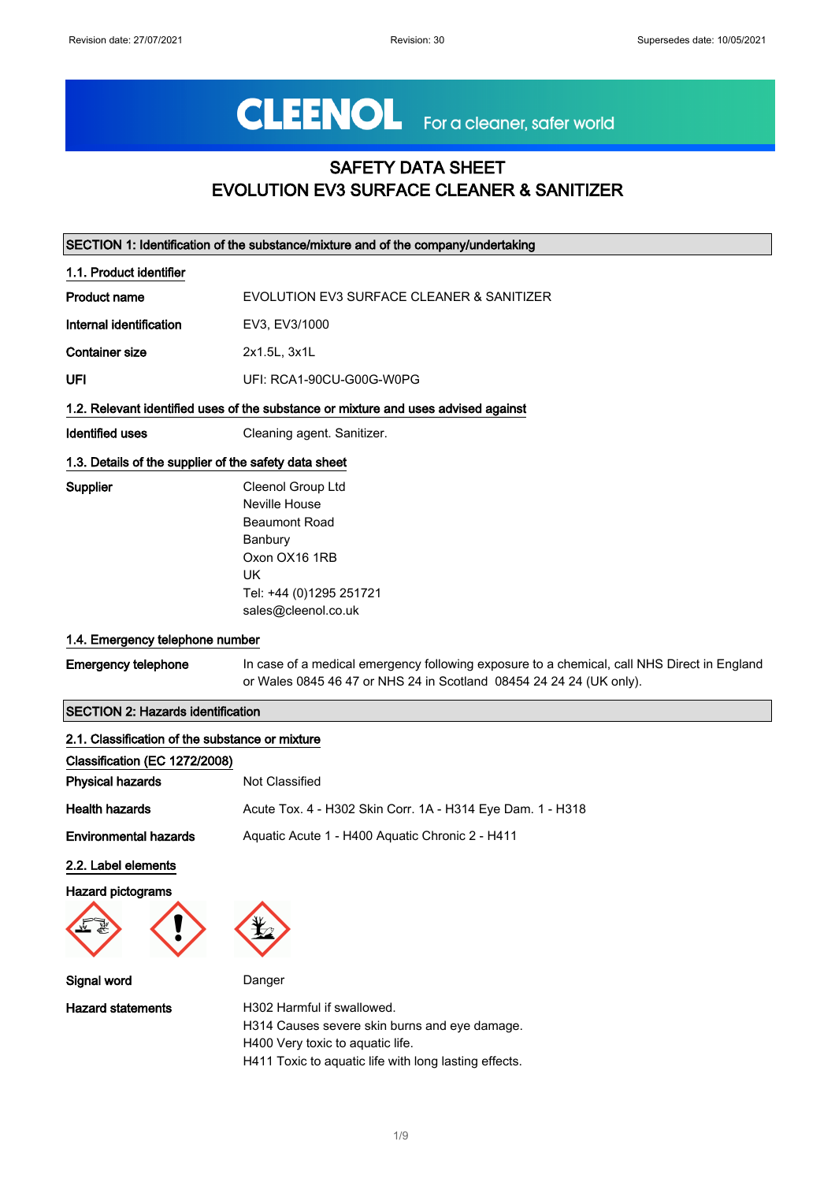# SAFETY DATA SHEET
# EVOLUTION EV3 SURFACE CLEANER & SANITIZER

## SECTION 1: Identification of the substance/mixture and of the company/undertaking

### 1.1. Product identifier

**Product name** EVOLUTION EV3 SURFACE CLEANER & SANITIZER

**Internal identification** EV3, EV3/1000

**Container size** 2x1.5L, 3x1L

**UFI** UFI: RCA1-90CU-G00G-W0PG

### 1.2. Relevant identified uses of the substance or mixture and uses advised against

**Identified uses** Cleaning agent. Sanitizer.

### 1.3. Details of the supplier of the safety data sheet

**Supplier**
Cleenol Group Ltd
Neville House
Beaumont Road
Banbury
Oxon OX16 1RB
UK
Tel: +44 (0)1295 251721
sales@cleenol.co.uk

### 1.4. Emergency telephone number

**Emergency telephone** In case of a medical emergency following exposure to a chemical, call NHS Direct in England or Wales 0845 46 47 or NHS 24 in Scotland 08454 24 24 24 (UK only).

## SECTION 2: Hazards identification

### 2.1. Classification of the substance or mixture

**Classification (EC 1272/2008)**

**Physical hazards** Not Classified

**Health hazards** Acute Tox. 4 - H302 Skin Corr. 1A - H314 Eye Dam. 1 - H318

**Environmental hazards** Aquatic Acute 1 - H400 Aquatic Chronic 2 - H411

### 2.2. Label elements

**Hazard pictograms**

**Signal word** Danger

**Hazard statements**
H302 Harmful if swallowed.
H314 Causes severe skin burns and eye damage.
H400 Very toxic to aquatic life.
H411 Toxic to aquatic life with long lasting effects.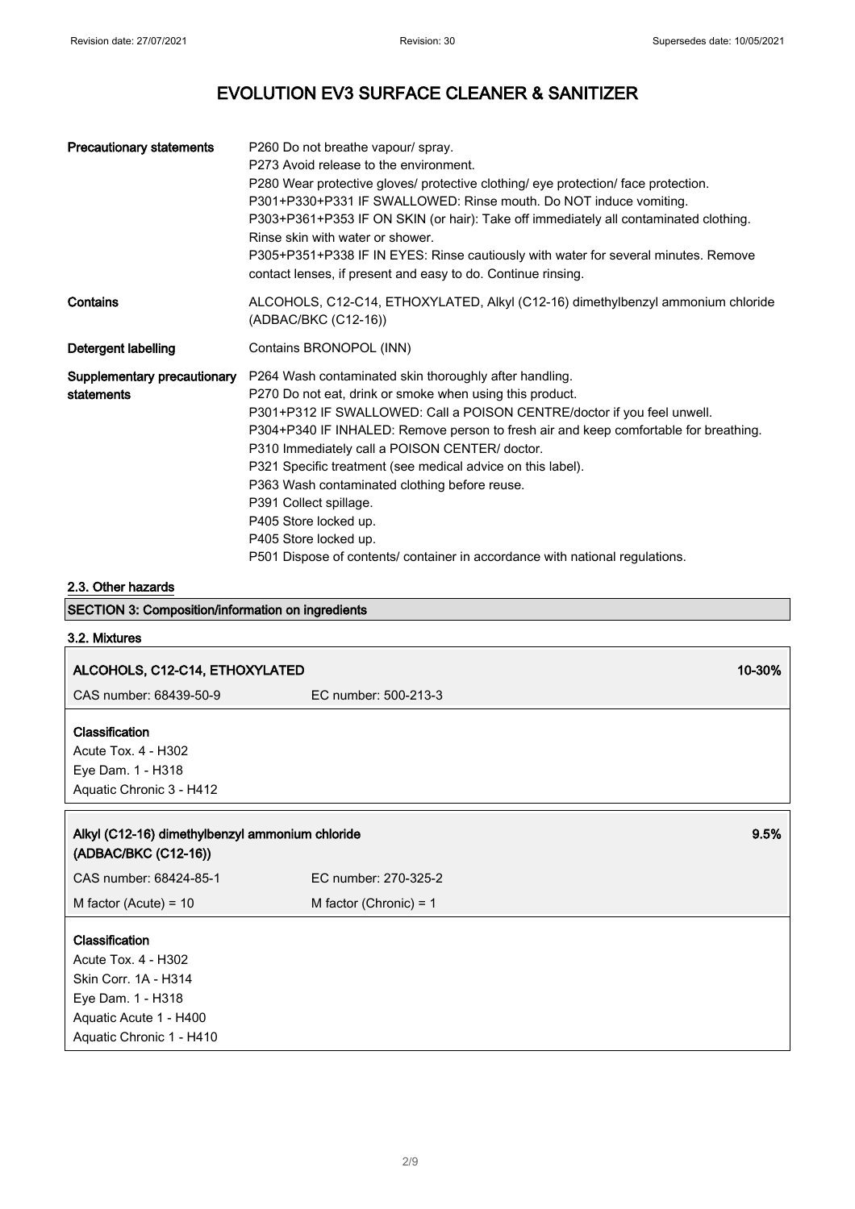| | |
|---|---|
| **Precautionary statements** | P260 Do not breathe vapour/ spray.<br>P273 Avoid release to the environment.<br>P280 Wear protective gloves/ protective clothing/ eye protection/ face protection.<br>P301+P330+P331 IF SWALLOWED: Rinse mouth. Do NOT induce vomiting.<br>P303+P361+P353 IF ON SKIN (or hair): Take off immediately all contaminated clothing. Rinse skin with water or shower.<br>P305+P351+P338 IF IN EYES: Rinse cautiously with water for several minutes. Remove contact lenses, if present and easy to do. Continue rinsing. |
| **Contains** | ALCOHOLS, C12-C14, ETHOXYLATED, Alkyl (C12-16) dimethylbenzyl ammonium chloride (ADBAC/BKC (C12-16)) |
| **Detergent labelling** | Contains BRONOPOL (INN) |
| **Supplementary precautionary statements** | P264 Wash contaminated skin thoroughly after handling.<br>P270 Do not eat, drink or smoke when using this product.<br>P301+P312 IF SWALLOWED: Call a POISON CENTRE/doctor if you feel unwell.<br>P304+P340 IF INHALED: Remove person to fresh air and keep comfortable for breathing.<br>P310 Immediately call a POISON CENTER/ doctor.<br>P321 Specific treatment (see medical advice on this label).<br>P363 Wash contaminated clothing before reuse.<br>P391 Collect spillage.<br>P405 Store locked up.<br>P405 Store locked up.<br>P501 Dispose of contents/ container in accordance with national regulations. |

### 2.3. Other hazards

## SECTION 3: Composition/information on ingredients

### 3.2. Mixtures

**ALCOHOLS, C12-C14, ETHOXYLATED** — 10-30%

CAS number: 68439-50-9 — EC number: 500-213-3

**Classification**

Acute Tox. 4 - H302
Eye Dam. 1 - H318
Aquatic Chronic 3 - H412

**Alkyl (C12-16) dimethylbenzyl ammonium chloride (ADBAC/BKC (C12-16))** — 9.5%

CAS number: 68424-85-1 — EC number: 270-325-2

M factor (Acute) = 10 — M factor (Chronic) = 1

**Classification**

Acute Tox. 4 - H302
Skin Corr. 1A - H314
Eye Dam. 1 - H318
Aquatic Acute 1 - H400
Aquatic Chronic 1 - H410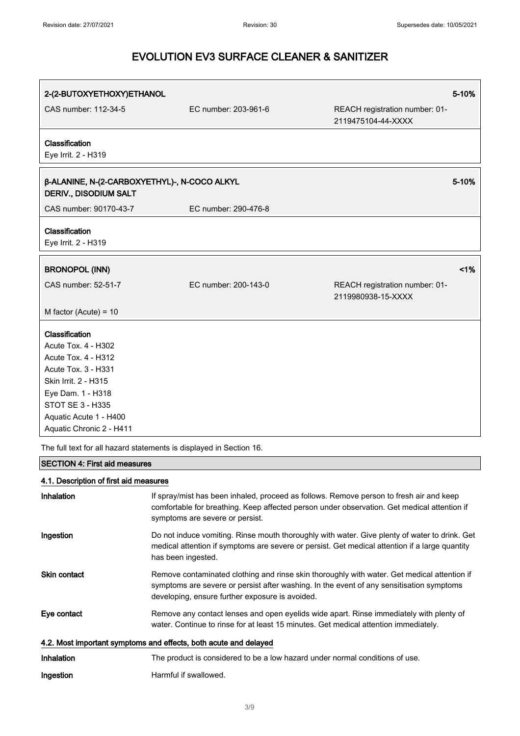**2-(2-BUTOXYETHOXY)ETHANOL** 5-10%

CAS number: 112-34-5 | EC number: 203-961-6 | REACH registration number: 01-2119475104-44-XXXX

**Classification**

Eye Irrit. 2 - H319

**β-ALANINE, N-(2-CARBOXYETHYL)-, N-COCO ALKYL DERIV., DISODIUM SALT** 5-10%

CAS number: 90170-43-7 | EC number: 290-476-8

**Classification**

Eye Irrit. 2 - H319

**BRONOPOL (INN)** <1%

CAS number: 52-51-7 | EC number: 200-143-0 | REACH registration number: 01-2119980938-15-XXXX

M factor (Acute) = 10

**Classification**

Acute Tox. 4 - H302
Acute Tox. 4 - H312
Acute Tox. 3 - H331
Skin Irrit. 2 - H315
Eye Dam. 1 - H318
STOT SE 3 - H335
Aquatic Acute 1 - H400
Aquatic Chronic 2 - H411

The full text for all hazard statements is displayed in Section 16.

## SECTION 4: First aid measures

### 4.1. Description of first aid measures

**Inhalation** If spray/mist has been inhaled, proceed as follows. Remove person to fresh air and keep comfortable for breathing. Keep affected person under observation. Get medical attention if symptoms are severe or persist.

**Ingestion** Do not induce vomiting. Rinse mouth thoroughly with water. Give plenty of water to drink. Get medical attention if symptoms are severe or persist. Get medical attention if a large quantity has been ingested.

**Skin contact** Remove contaminated clothing and rinse skin thoroughly with water. Get medical attention if symptoms are severe or persist after washing. In the event of any sensitisation symptoms developing, ensure further exposure is avoided.

**Eye contact** Remove any contact lenses and open eyelids wide apart. Rinse immediately with plenty of water. Continue to rinse for at least 15 minutes. Get medical attention immediately.

### 4.2. Most important symptoms and effects, both acute and delayed

**Inhalation** The product is considered to be a low hazard under normal conditions of use.

**Ingestion** Harmful if swallowed.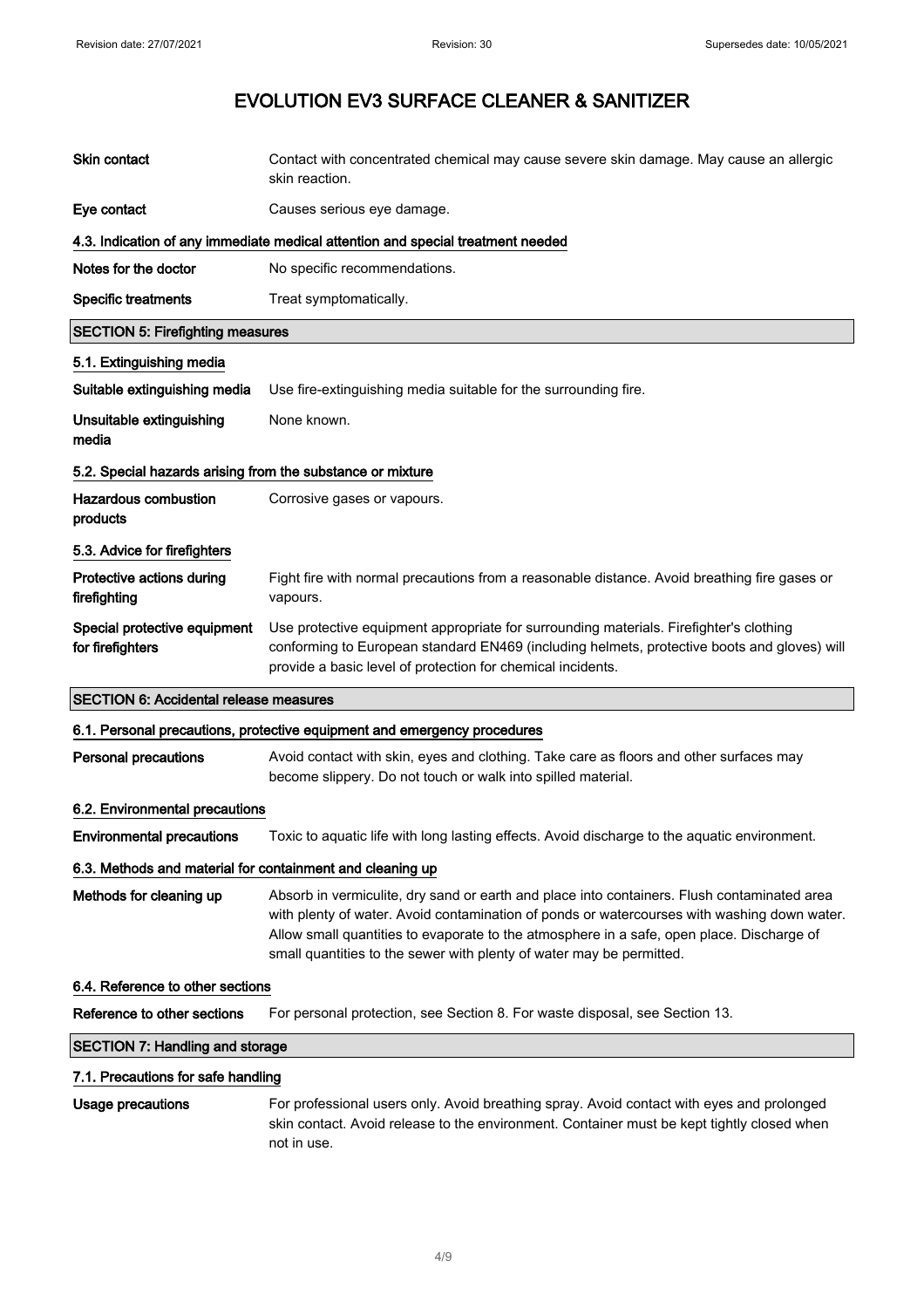# EVOLUTION EV3 SURFACE CLEANER & SANITIZER

| | |
|---|---|
| **Skin contact** | Contact with concentrated chemical may cause severe skin damage. May cause an allergic skin reaction. |
| **Eye contact** | Causes serious eye damage. |

### 4.3. Indication of any immediate medical attention and special treatment needed

| | |
|---|---|
| **Notes for the doctor** | No specific recommendations. |
| **Specific treatments** | Treat symptomatically. |

## SECTION 5: Firefighting measures

### 5.1. Extinguishing media

| | |
|---|---|
| **Suitable extinguishing media** | Use fire-extinguishing media suitable for the surrounding fire. |
| **Unsuitable extinguishing media** | None known. |

### 5.2. Special hazards arising from the substance or mixture

| | |
|---|---|
| **Hazardous combustion products** | Corrosive gases or vapours. |

### 5.3. Advice for firefighters

| | |
|---|---|
| **Protective actions during firefighting** | Fight fire with normal precautions from a reasonable distance. Avoid breathing fire gases or vapours. |
| **Special protective equipment for firefighters** | Use protective equipment appropriate for surrounding materials. Firefighter's clothing conforming to European standard EN469 (including helmets, protective boots and gloves) will provide a basic level of protection for chemical incidents. |

## SECTION 6: Accidental release measures

### 6.1. Personal precautions, protective equipment and emergency procedures

| | |
|---|---|
| **Personal precautions** | Avoid contact with skin, eyes and clothing. Take care as floors and other surfaces may become slippery. Do not touch or walk into spilled material. |

### 6.2. Environmental precautions

| | |
|---|---|
| **Environmental precautions** | Toxic to aquatic life with long lasting effects. Avoid discharge to the aquatic environment. |

### 6.3. Methods and material for containment and cleaning up

| | |
|---|---|
| **Methods for cleaning up** | Absorb in vermiculite, dry sand or earth and place into containers. Flush contaminated area with plenty of water. Avoid contamination of ponds or watercourses with washing down water. Allow small quantities to evaporate to the atmosphere in a safe, open place. Discharge of small quantities to the sewer with plenty of water may be permitted. |

### 6.4. Reference to other sections

| | |
|---|---|
| **Reference to other sections** | For personal protection, see Section 8. For waste disposal, see Section 13. |

## SECTION 7: Handling and storage

### 7.1. Precautions for safe handling

| | |
|---|---|
| **Usage precautions** | For professional users only. Avoid breathing spray. Avoid contact with eyes and prolonged skin contact. Avoid release to the environment. Container must be kept tightly closed when not in use. |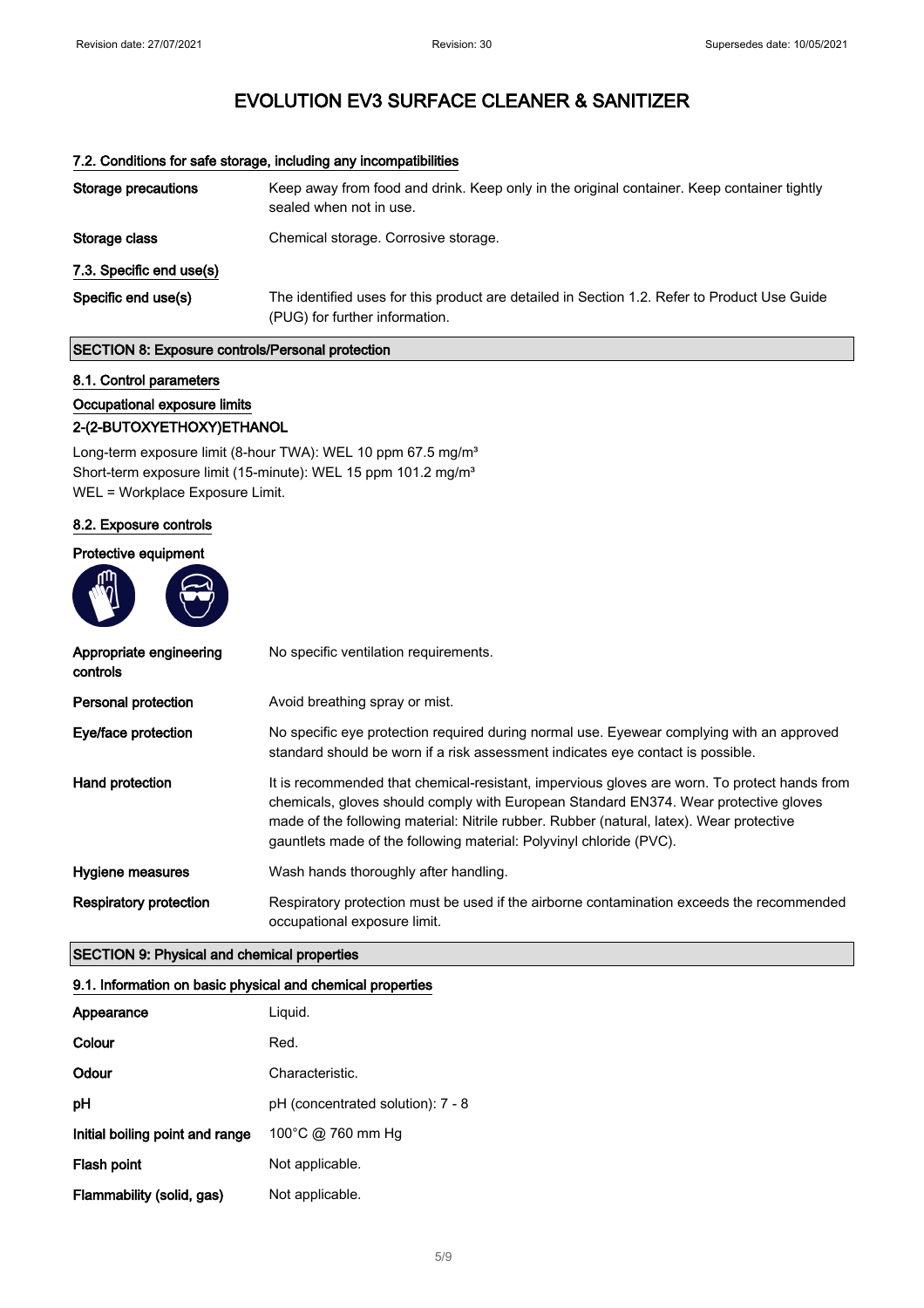# EVOLUTION EV3 SURFACE CLEANER & SANITIZER

### 7.2. Conditions for safe storage, including any incompatibilities

| | |
|---|---|
| **Storage precautions** | Keep away from food and drink. Keep only in the original container. Keep container tightly sealed when not in use. |
| **Storage class** | Chemical storage. Corrosive storage. |

### 7.3. Specific end use(s)

| | |
|---|---|
| **Specific end use(s)** | The identified uses for this product are detailed in Section 1.2. Refer to Product Use Guide (PUG) for further information. |

## SECTION 8: Exposure controls/Personal protection

### 8.1. Control parameters

**Occupational exposure limits**

**2-(2-BUTOXYETHOXY)ETHANOL**

Long-term exposure limit (8-hour TWA): WEL 10 ppm 67.5 mg/m³
Short-term exposure limit (15-minute): WEL 15 ppm 101.2 mg/m³
WEL = Workplace Exposure Limit.

### 8.2. Exposure controls

**Protective equipment**

| | |
|---|---|
| **Appropriate engineering controls** | No specific ventilation requirements. |
| **Personal protection** | Avoid breathing spray or mist. |
| **Eye/face protection** | No specific eye protection required during normal use. Eyewear complying with an approved standard should be worn if a risk assessment indicates eye contact is possible. |
| **Hand protection** | It is recommended that chemical-resistant, impervious gloves are worn. To protect hands from chemicals, gloves should comply with European Standard EN374. Wear protective gloves made of the following material: Nitrile rubber. Rubber (natural, latex). Wear protective gauntlets made of the following material: Polyvinyl chloride (PVC). |
| **Hygiene measures** | Wash hands thoroughly after handling. |
| **Respiratory protection** | Respiratory protection must be used if the airborne contamination exceeds the recommended occupational exposure limit. |

## SECTION 9: Physical and chemical properties

### 9.1. Information on basic physical and chemical properties

| | |
|---|---|
| **Appearance** | Liquid. |
| **Colour** | Red. |
| **Odour** | Characteristic. |
| **pH** | pH (concentrated solution): 7 - 8 |
| **Initial boiling point and range** | 100°C @ 760 mm Hg |
| **Flash point** | Not applicable. |
| **Flammability (solid, gas)** | Not applicable. |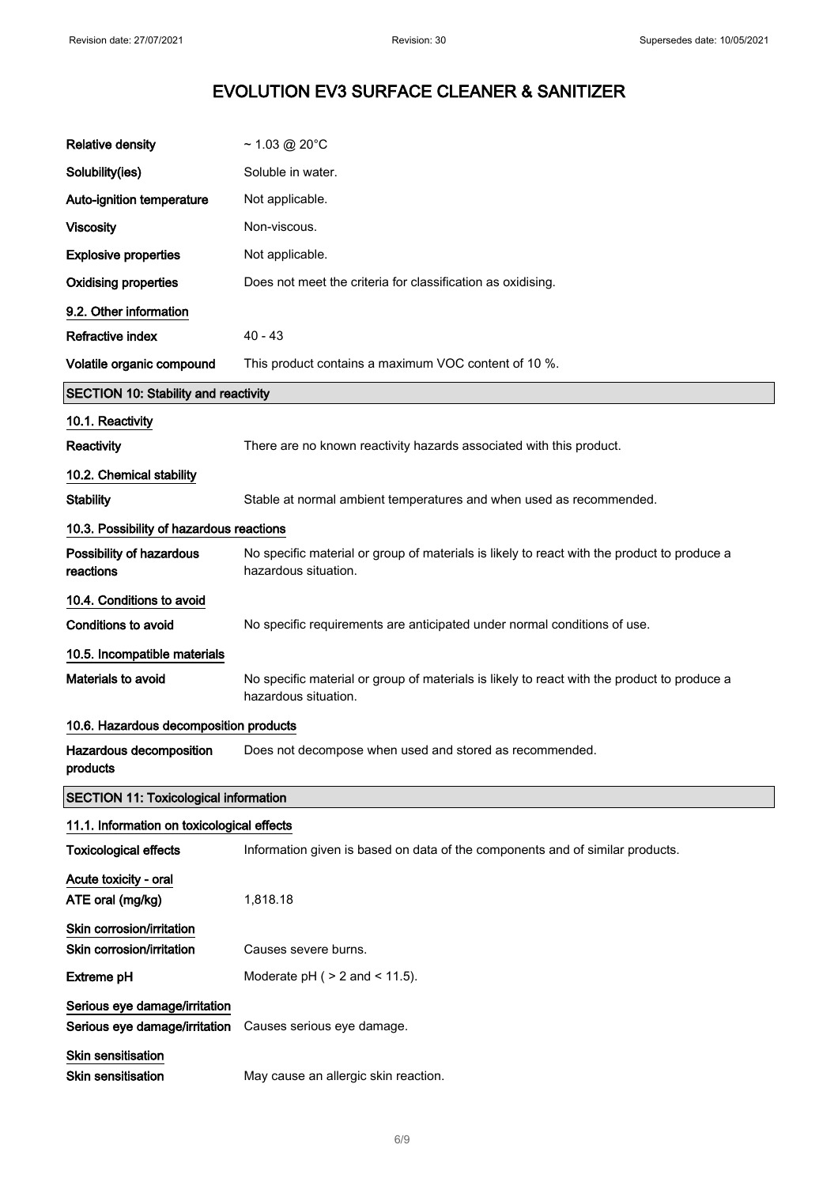# EVOLUTION EV3 SURFACE CLEANER & SANITIZER

| | |
|---|---|
| **Relative density** | ~ 1.03 @ 20°C |
| **Solubility(ies)** | Soluble in water. |
| **Auto-ignition temperature** | Not applicable. |
| **Viscosity** | Non-viscous. |
| **Explosive properties** | Not applicable. |
| **Oxidising properties** | Does not meet the criteria for classification as oxidising. |

### 9.2. Other information

| | |
|---|---|
| **Refractive index** | 40 - 43 |
| **Volatile organic compound** | This product contains a maximum VOC content of 10 %. |

## SECTION 10: Stability and reactivity

### 10.1. Reactivity

**Reactivity** There are no known reactivity hazards associated with this product.

### 10.2. Chemical stability

**Stability** Stable at normal ambient temperatures and when used as recommended.

### 10.3. Possibility of hazardous reactions

**Possibility of hazardous reactions** No specific material or group of materials is likely to react with the product to produce a hazardous situation.

### 10.4. Conditions to avoid

**Conditions to avoid** No specific requirements are anticipated under normal conditions of use.

### 10.5. Incompatible materials

**Materials to avoid** No specific material or group of materials is likely to react with the product to produce a hazardous situation.

### 10.6. Hazardous decomposition products

**Hazardous decomposition products** Does not decompose when used and stored as recommended.

## SECTION 11: Toxicological information

### 11.1. Information on toxicological effects

**Toxicological effects** Information given is based on data of the components and of similar products.

**Acute toxicity - oral**

**ATE oral (mg/kg)** 1,818.18

**Skin corrosion/irritation**

**Skin corrosion/irritation** Causes severe burns.

**Extreme pH** Moderate pH ( > 2 and < 11.5).

**Serious eye damage/irritation**

**Serious eye damage/irritation** Causes serious eye damage.

**Skin sensitisation**

**Skin sensitisation** May cause an allergic skin reaction.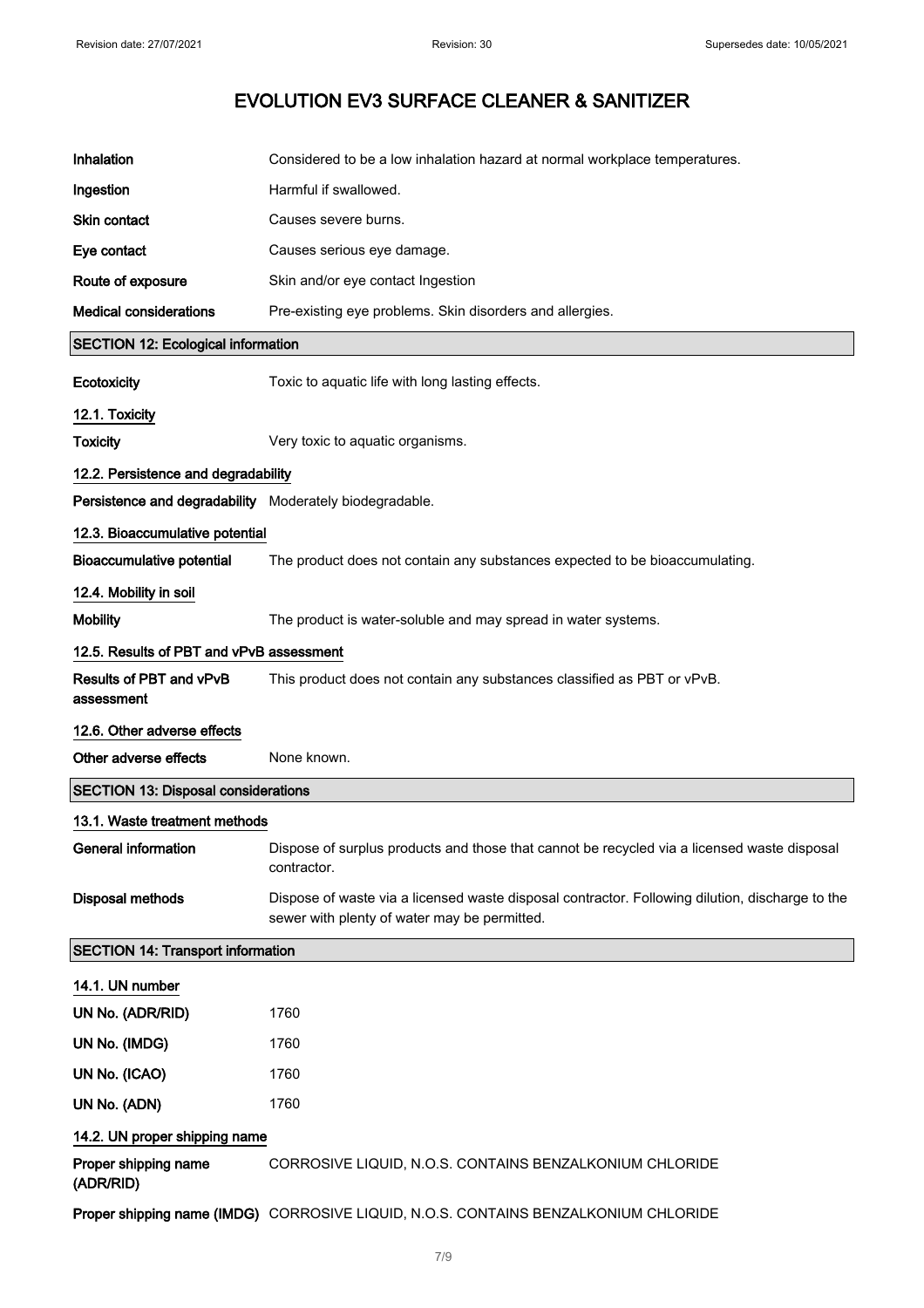| | |
|---|---|
| **Inhalation** | Considered to be a low inhalation hazard at normal workplace temperatures. |
| **Ingestion** | Harmful if swallowed. |
| **Skin contact** | Causes severe burns. |
| **Eye contact** | Causes serious eye damage. |
| **Route of exposure** | Skin and/or eye contact Ingestion |
| **Medical considerations** | Pre-existing eye problems. Skin disorders and allergies. |

## SECTION 12: Ecological information

| | |
|---|---|
| **Ecotoxicity** | Toxic to aquatic life with long lasting effects. |

### 12.1. Toxicity

| | |
|---|---|
| **Toxicity** | Very toxic to aquatic organisms. |

### 12.2. Persistence and degradability

| | |
|---|---|
| **Persistence and degradability** | Moderately biodegradable. |

### 12.3. Bioaccumulative potential

| | |
|---|---|
| **Bioaccumulative potential** | The product does not contain any substances expected to be bioaccumulating. |

### 12.4. Mobility in soil

| | |
|---|---|
| **Mobility** | The product is water-soluble and may spread in water systems. |

### 12.5. Results of PBT and vPvB assessment

| | |
|---|---|
| **Results of PBT and vPvB assessment** | This product does not contain any substances classified as PBT or vPvB. |

### 12.6. Other adverse effects

| | |
|---|---|
| **Other adverse effects** | None known. |

## SECTION 13: Disposal considerations

### 13.1. Waste treatment methods

| | |
|---|---|
| **General information** | Dispose of surplus products and those that cannot be recycled via a licensed waste disposal contractor. |
| **Disposal methods** | Dispose of waste via a licensed waste disposal contractor. Following dilution, discharge to the sewer with plenty of water may be permitted. |

## SECTION 14: Transport information

### 14.1. UN number

| | |
|---|---|
| **UN No. (ADR/RID)** | 1760 |
| **UN No. (IMDG)** | 1760 |
| **UN No. (ICAO)** | 1760 |
| **UN No. (ADN)** | 1760 |

### 14.2. UN proper shipping name

| | |
|---|---|
| **Proper shipping name (ADR/RID)** | CORROSIVE LIQUID, N.O.S. CONTAINS BENZALKONIUM CHLORIDE |
| **Proper shipping name (IMDG)** | CORROSIVE LIQUID, N.O.S. CONTAINS BENZALKONIUM CHLORIDE |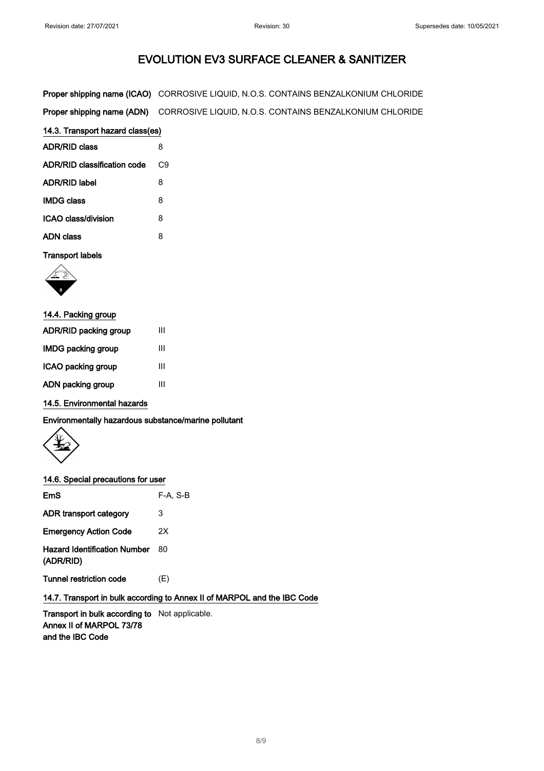# EVOLUTION EV3 SURFACE CLEANER & SANITIZER

| | |
|---|---|
| **Proper shipping name (ICAO)** | CORROSIVE LIQUID, N.O.S. CONTAINS BENZALKONIUM CHLORIDE |
| **Proper shipping name (ADN)** | CORROSIVE LIQUID, N.O.S. CONTAINS BENZALKONIUM CHLORIDE |

## 14.3. Transport hazard class(es)

| | |
|---|---|
| **ADR/RID class** | 8 |
| **ADR/RID classification code** | C9 |
| **ADR/RID label** | 8 |
| **IMDG class** | 8 |
| **ICAO class/division** | 8 |
| **ADN class** | 8 |

**Transport labels**

## 14.4. Packing group

| | |
|---|---|
| **ADR/RID packing group** | III |
| **IMDG packing group** | III |
| **ICAO packing group** | III |
| **ADN packing group** | III |

## 14.5. Environmental hazards

**Environmentally hazardous substance/marine pollutant**

## 14.6. Special precautions for user

| | |
|---|---|
| **EmS** | F-A, S-B |
| **ADR transport category** | 3 |
| **Emergency Action Code** | 2X |
| **Hazard Identification Number (ADR/RID)** | 80 |
| **Tunnel restriction code** | (E) |

## 14.7. Transport in bulk according to Annex II of MARPOL and the IBC Code

| | |
|---|---|
| **Transport in bulk according to Annex II of MARPOL 73/78 and the IBC Code** | Not applicable. |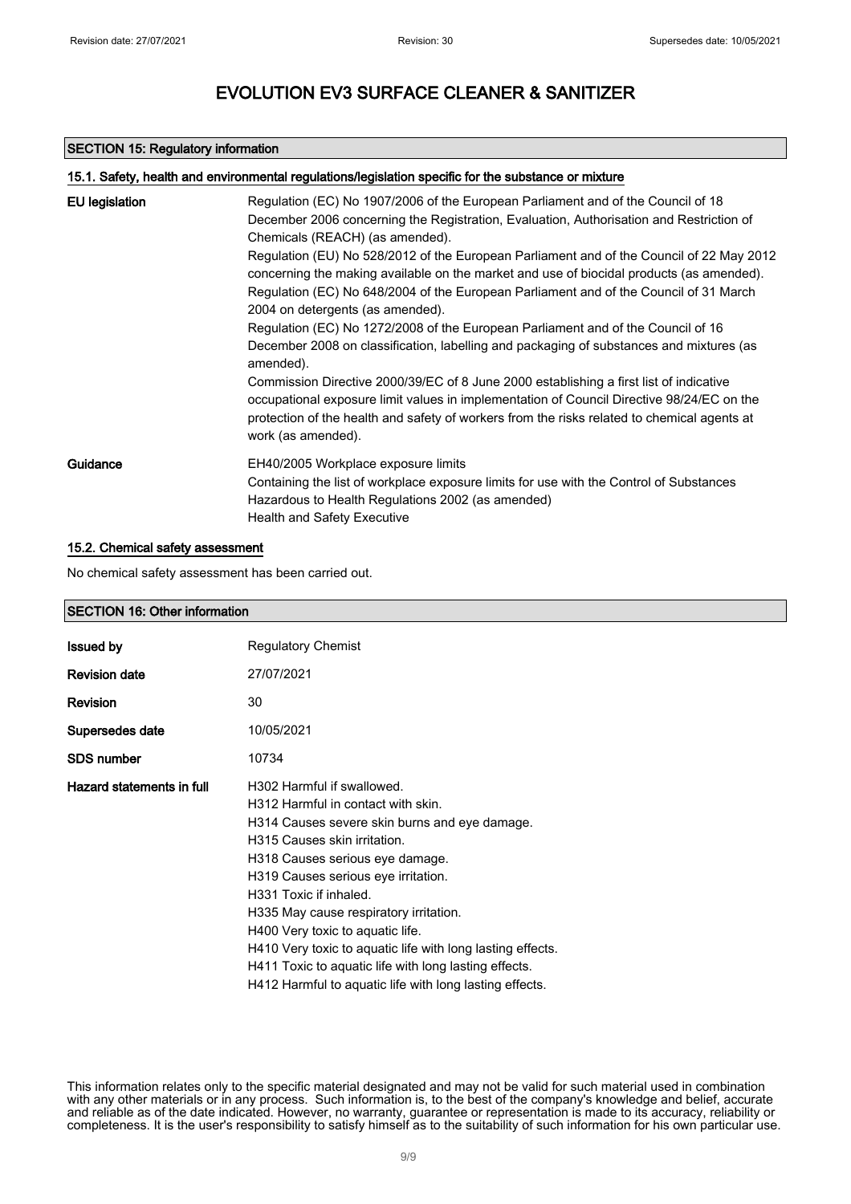# EVOLUTION EV3 SURFACE CLEANER & SANITIZER

## SECTION 15: Regulatory information

### 15.1. Safety, health and environmental regulations/legislation specific for the substance or mixture

**EU legislation**

Regulation (EC) No 1907/2006 of the European Parliament and of the Council of 18 December 2006 concerning the Registration, Evaluation, Authorisation and Restriction of Chemicals (REACH) (as amended).
Regulation (EU) No 528/2012 of the European Parliament and of the Council of 22 May 2012 concerning the making available on the market and use of biocidal products (as amended).
Regulation (EC) No 648/2004 of the European Parliament and of the Council of 31 March 2004 on detergents (as amended).
Regulation (EC) No 1272/2008 of the European Parliament and of the Council of 16 December 2008 on classification, labelling and packaging of substances and mixtures (as amended).
Commission Directive 2000/39/EC of 8 June 2000 establishing a first list of indicative occupational exposure limit values in implementation of Council Directive 98/24/EC on the protection of the health and safety of workers from the risks related to chemical agents at work (as amended).

**Guidance**

EH40/2005 Workplace exposure limits
Containing the list of workplace exposure limits for use with the Control of Substances Hazardous to Health Regulations 2002 (as amended)
Health and Safety Executive

### 15.2. Chemical safety assessment

No chemical safety assessment has been carried out.

## SECTION 16: Other information

| | |
|---|---|
| **Issued by** | Regulatory Chemist |
| **Revision date** | 27/07/2021 |
| **Revision** | 30 |
| **Supersedes date** | 10/05/2021 |
| **SDS number** | 10734 |

**Hazard statements in full**

H302 Harmful if swallowed.
H312 Harmful in contact with skin.
H314 Causes severe skin burns and eye damage.
H315 Causes skin irritation.
H318 Causes serious eye damage.
H319 Causes serious eye irritation.
H331 Toxic if inhaled.
H335 May cause respiratory irritation.
H400 Very toxic to aquatic life.
H410 Very toxic to aquatic life with long lasting effects.
H411 Toxic to aquatic life with long lasting effects.
H412 Harmful to aquatic life with long lasting effects.

This information relates only to the specific material designated and may not be valid for such material used in combination with any other materials or in any process. Such information is, to the best of the company's knowledge and belief, accurate and reliable as of the date indicated. However, no warranty, guarantee or representation is made to its accuracy, reliability or completeness. It is the user's responsibility to satisfy himself as to the suitability of such information for his own particular use.